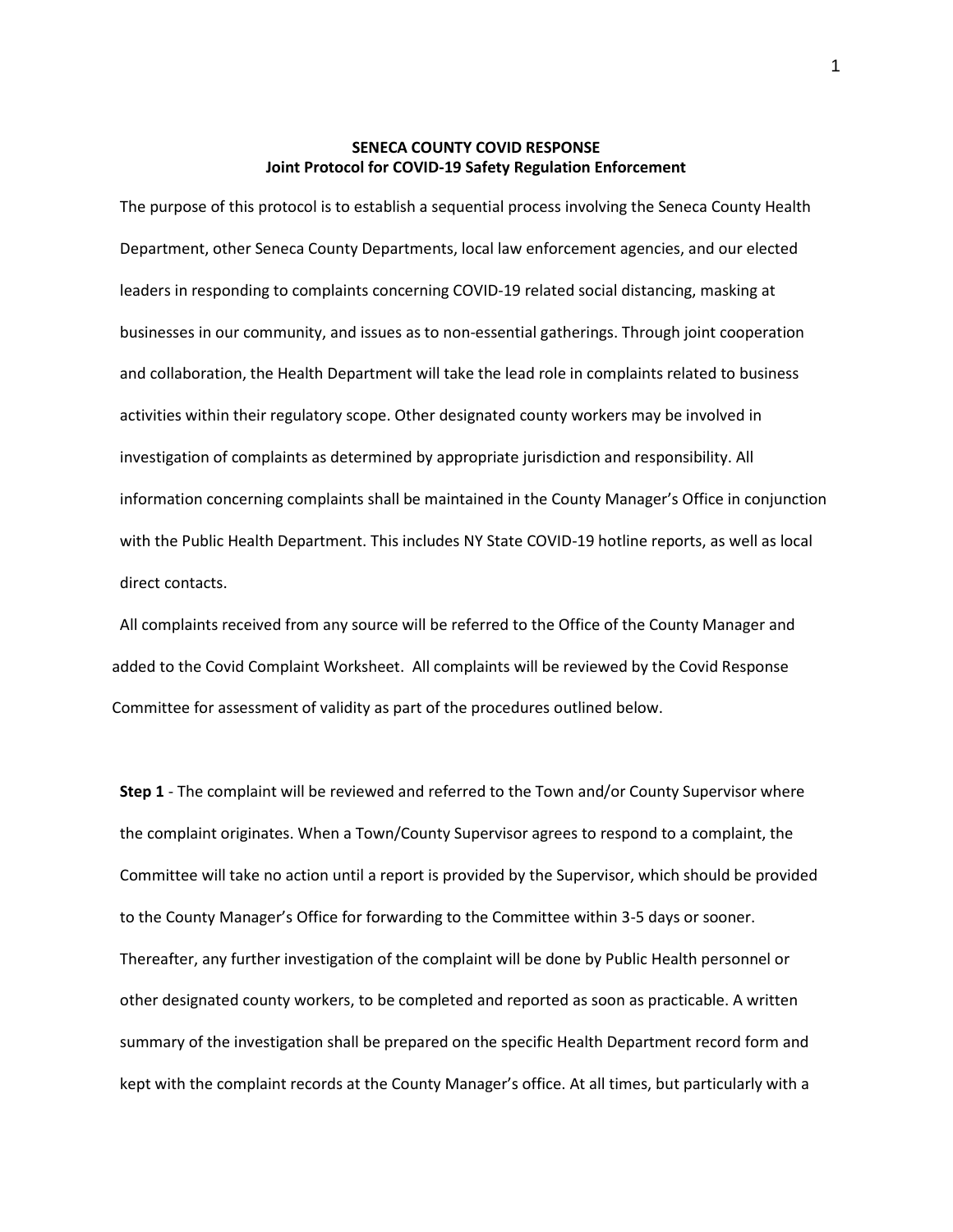**SENECA COUNTY COVID RESPONSE**
**Joint Protocol for COVID-19 Safety Regulation Enforcement**

The purpose of this protocol is to establish a sequential process involving the Seneca County Health Department, other Seneca County Departments, local law enforcement agencies, and our elected leaders in responding to complaints concerning COVID-19 related social distancing, masking at businesses in our community, and issues as to non-essential gatherings. Through joint cooperation and collaboration, the Health Department will take the lead role in complaints related to business activities within their regulatory scope. Other designated county workers may be involved in investigation of complaints as determined by appropriate jurisdiction and responsibility. All information concerning complaints shall be maintained in the County Manager's Office in conjunction with the Public Health Department. This includes NY State COVID-19 hotline reports, as well as local direct contacts.

All complaints received from any source will be referred to the Office of the County Manager and added to the Covid Complaint Worksheet. All complaints will be reviewed by the Covid Response Committee for assessment of validity as part of the procedures outlined below.

**Step 1** - The complaint will be reviewed and referred to the Town and/or County Supervisor where the complaint originates. When a Town/County Supervisor agrees to respond to a complaint, the Committee will take no action until a report is provided by the Supervisor, which should be provided to the County Manager's Office for forwarding to the Committee within 3-5 days or sooner. Thereafter, any further investigation of the complaint will be done by Public Health personnel or other designated county workers, to be completed and reported as soon as practicable. A written summary of the investigation shall be prepared on the specific Health Department record form and kept with the complaint records at the County Manager's office. At all times, but particularly with a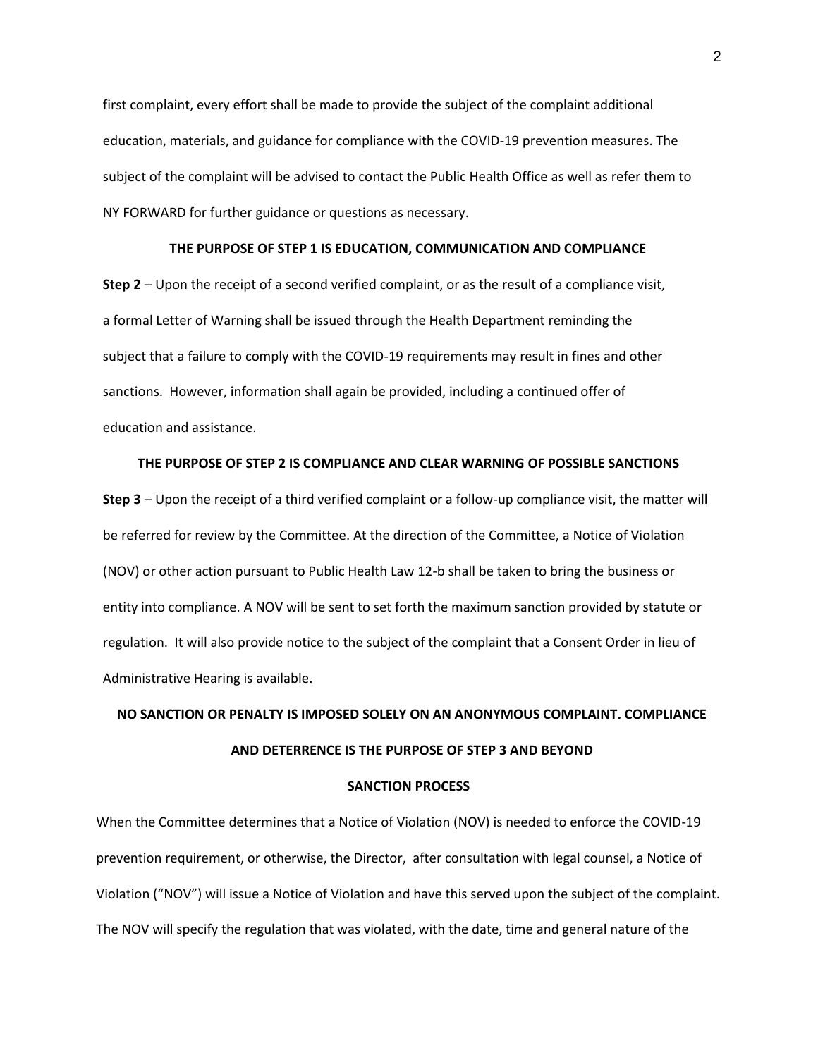first complaint, every effort shall be made to provide the subject of the complaint additional education, materials, and guidance for compliance with the COVID-19 prevention measures. The subject of the complaint will be advised to contact the Public Health Office as well as refer them to NY FORWARD for further guidance or questions as necessary.

**THE PURPOSE OF STEP 1 IS EDUCATION, COMMUNICATION AND COMPLIANCE**

**Step 2** – Upon the receipt of a second verified complaint, or as the result of a compliance visit, a formal Letter of Warning shall be issued through the Health Department reminding the subject that a failure to comply with the COVID-19 requirements may result in fines and other sanctions. However, information shall again be provided, including a continued offer of education and assistance.

**THE PURPOSE OF STEP 2 IS COMPLIANCE AND CLEAR WARNING OF POSSIBLE SANCTIONS**

**Step 3** – Upon the receipt of a third verified complaint or a follow-up compliance visit, the matter will be referred for review by the Committee. At the direction of the Committee, a Notice of Violation (NOV) or other action pursuant to Public Health Law 12-b shall be taken to bring the business or entity into compliance. A NOV will be sent to set forth the maximum sanction provided by statute or regulation. It will also provide notice to the subject of the complaint that a Consent Order in lieu of Administrative Hearing is available.

**NO SANCTION OR PENALTY IS IMPOSED SOLELY ON AN ANONYMOUS COMPLAINT. COMPLIANCE AND DETERRENCE IS THE PURPOSE OF STEP 3 AND BEYOND**

**SANCTION PROCESS**

When the Committee determines that a Notice of Violation (NOV) is needed to enforce the COVID-19 prevention requirement, or otherwise, the Director, after consultation with legal counsel, a Notice of Violation ("NOV") will issue a Notice of Violation and have this served upon the subject of the complaint. The NOV will specify the regulation that was violated, with the date, time and general nature of the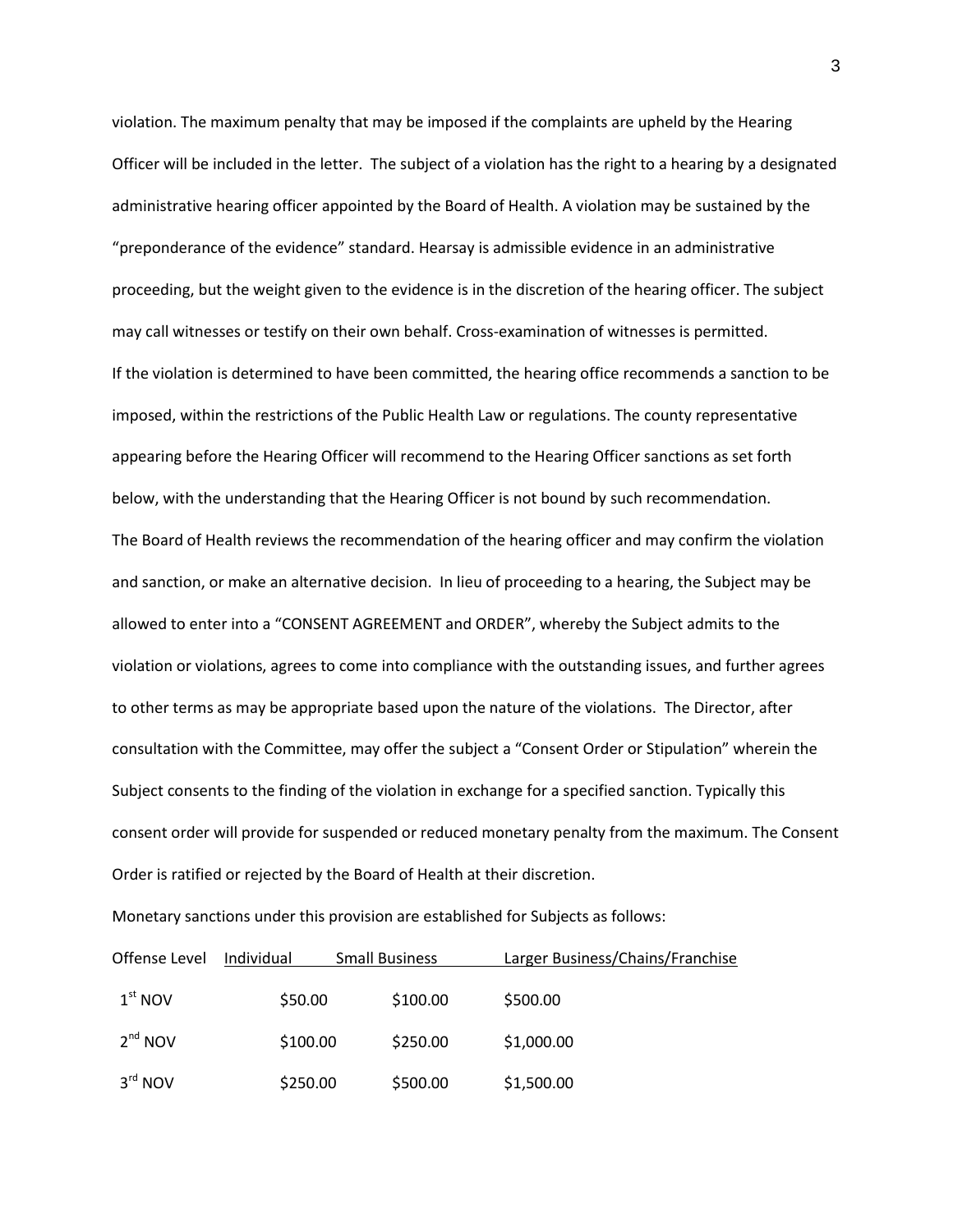violation. The maximum penalty that may be imposed if the complaints are upheld by the Hearing Officer will be included in the letter. The subject of a violation has the right to a hearing by a designated administrative hearing officer appointed by the Board of Health. A violation may be sustained by the "preponderance of the evidence" standard. Hearsay is admissible evidence in an administrative proceeding, but the weight given to the evidence is in the discretion of the hearing officer. The subject may call witnesses or testify on their own behalf. Cross-examination of witnesses is permitted.

If the violation is determined to have been committed, the hearing office recommends a sanction to be imposed, within the restrictions of the Public Health Law or regulations. The county representative appearing before the Hearing Officer will recommend to the Hearing Officer sanctions as set forth below, with the understanding that the Hearing Officer is not bound by such recommendation.

The Board of Health reviews the recommendation of the hearing officer and may confirm the violation and sanction, or make an alternative decision. In lieu of proceeding to a hearing, the Subject may be allowed to enter into a "CONSENT AGREEMENT and ORDER", whereby the Subject admits to the violation or violations, agrees to come into compliance with the outstanding issues, and further agrees to other terms as may be appropriate based upon the nature of the violations. The Director, after consultation with the Committee, may offer the subject a "Consent Order or Stipulation" wherein the Subject consents to the finding of the violation in exchange for a specified sanction. Typically this consent order will provide for suspended or reduced monetary penalty from the maximum. The Consent Order is ratified or rejected by the Board of Health at their discretion.

Monetary sanctions under this provision are established for Subjects as follows:

| Offense Level | Individual | Small Business | Larger Business/Chains/Franchise |
|---|---|---|---|
| 1st NOV | $50.00 | $100.00 | $500.00 |
| 2nd NOV | $100.00 | $250.00 | $1,000.00 |
| 3rd NOV | $250.00 | $500.00 | $1,500.00 |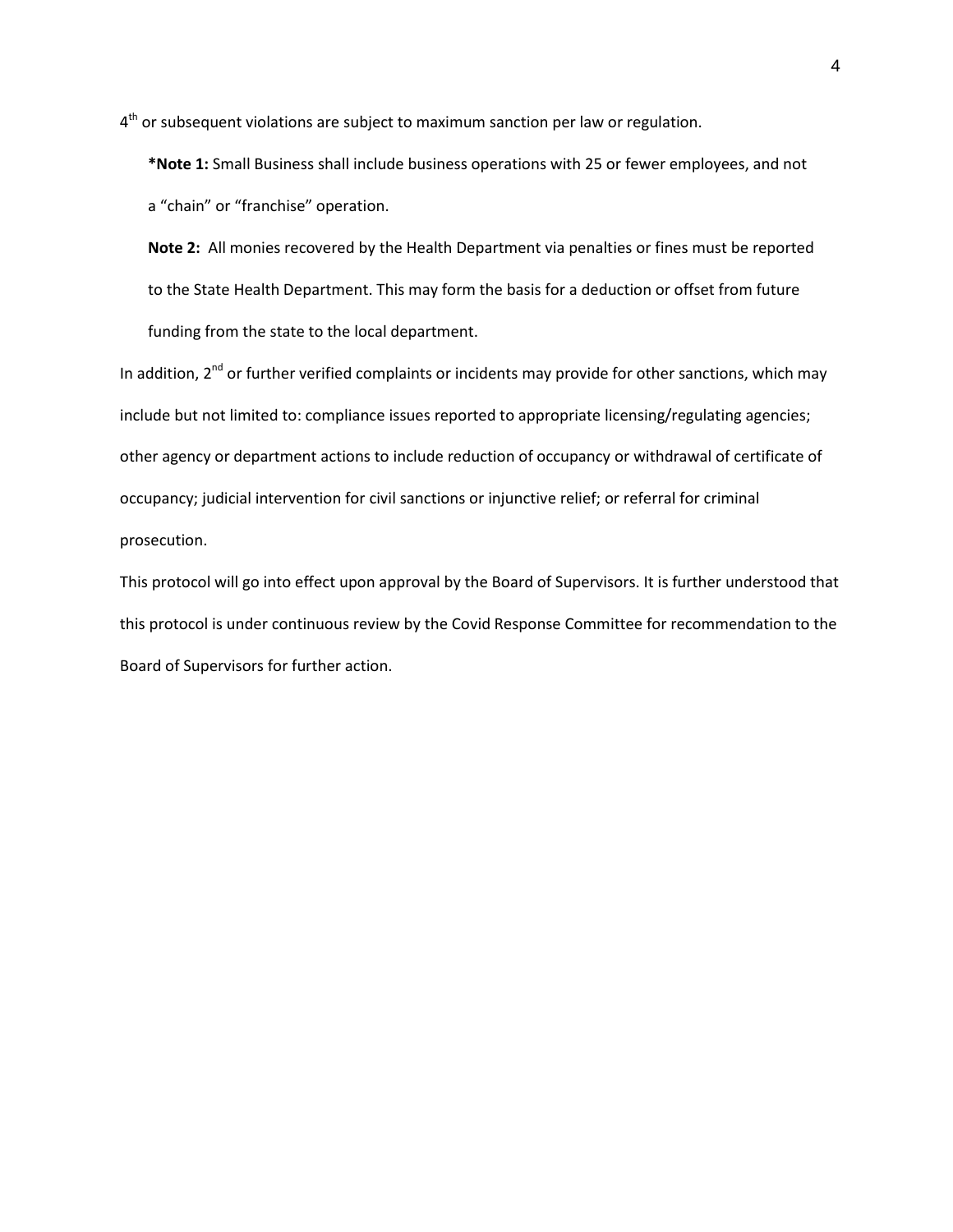4th or subsequent violations are subject to maximum sanction per law or regulation.

**\*Note 1:** Small Business shall include business operations with 25 or fewer employees, and not a "chain" or "franchise" operation.

**Note 2:** All monies recovered by the Health Department via penalties or fines must be reported to the State Health Department. This may form the basis for a deduction or offset from future funding from the state to the local department.

In addition, 2nd or further verified complaints or incidents may provide for other sanctions, which may include but not limited to: compliance issues reported to appropriate licensing/regulating agencies; other agency or department actions to include reduction of occupancy or withdrawal of certificate of occupancy; judicial intervention for civil sanctions or injunctive relief; or referral for criminal prosecution.

This protocol will go into effect upon approval by the Board of Supervisors. It is further understood that this protocol is under continuous review by the Covid Response Committee for recommendation to the Board of Supervisors for further action.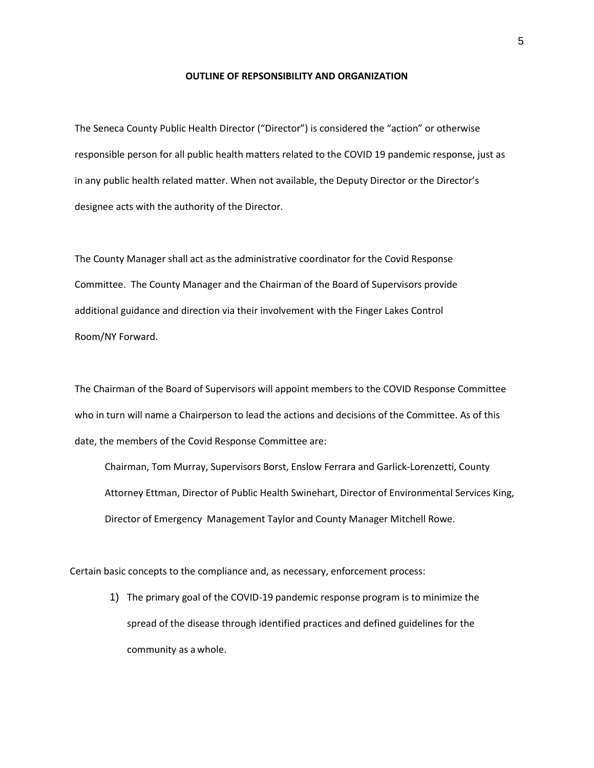**OUTLINE OF REPSONSIBILITY AND ORGANIZATION**

The Seneca County Public Health Director ("Director") is considered the "action" or otherwise responsible person for all public health matters related to the COVID 19 pandemic response, just as in any public health related matter. When not available, the Deputy Director or the Director's designee acts with the authority of the Director.

The County Manager shall act as the administrative coordinator for the Covid Response Committee. The County Manager and the Chairman of the Board of Supervisors provide additional guidance and direction via their involvement with the Finger Lakes Control Room/NY Forward.

The Chairman of the Board of Supervisors will appoint members to the COVID Response Committee who in turn will name a Chairperson to lead the actions and decisions of the Committee. As of this date, the members of the Covid Response Committee are:

> Chairman, Tom Murray, Supervisors Borst, Enslow Ferrara and Garlick-Lorenzetti, County Attorney Ettman, Director of Public Health Swinehart, Director of Environmental Services King, Director of Emergency Management Taylor and County Manager Mitchell Rowe.

Certain basic concepts to the compliance and, as necessary, enforcement process:

1) The primary goal of the COVID-19 pandemic response program is to minimize the spread of the disease through identified practices and defined guidelines for the community as a whole.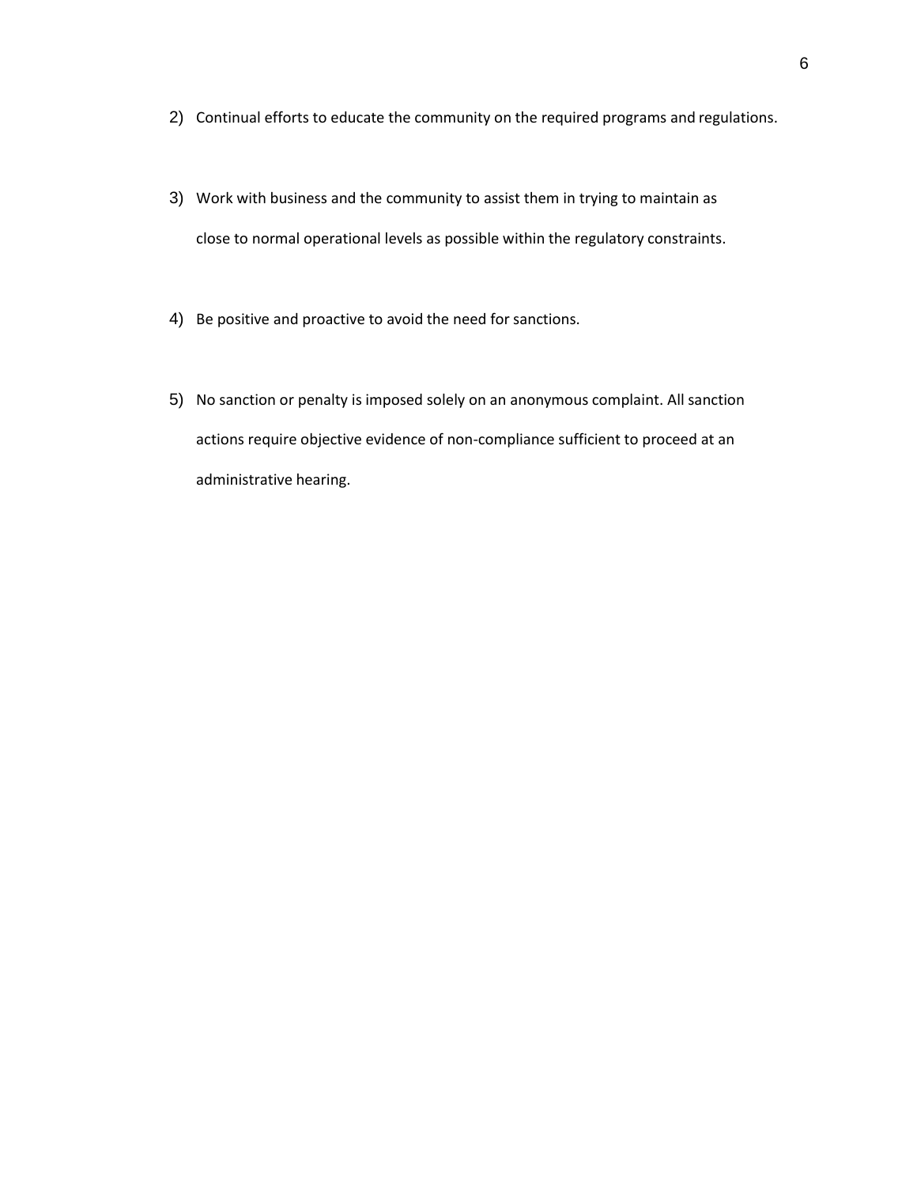2) Continual efforts to educate the community on the required programs and regulations.

3) Work with business and the community to assist them in trying to maintain as close to normal operational levels as possible within the regulatory constraints.

4) Be positive and proactive to avoid the need for sanctions.

5) No sanction or penalty is imposed solely on an anonymous complaint. All sanction actions require objective evidence of non-compliance sufficient to proceed at an administrative hearing.